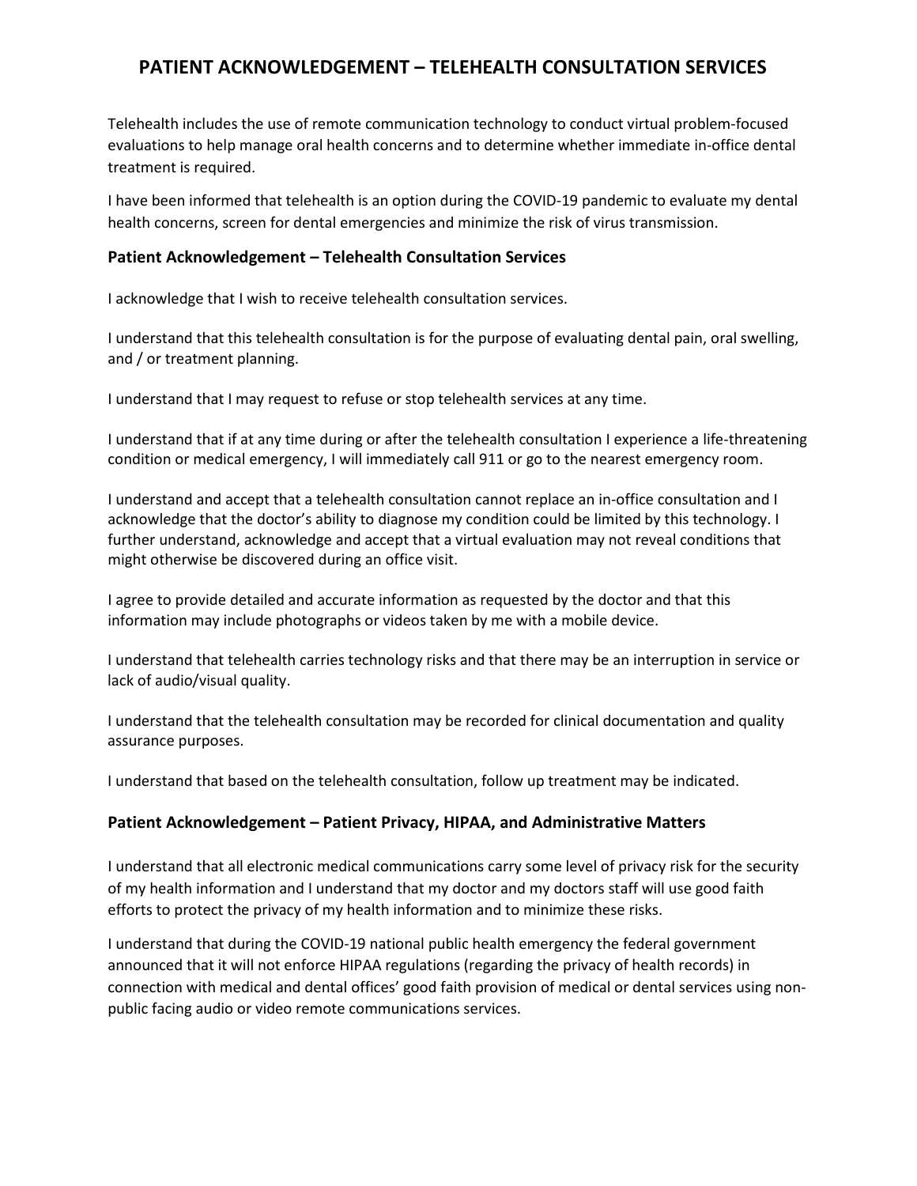# PATIENT ACKNOWLEDGEMENT – TELEHEALTH CONSULTATION SERVICES

Telehealth includes the use of remote communication technology to conduct virtual problem-focused evaluations to help manage oral health concerns and to determine whether immediate in-office dental treatment is required.

I have been informed that telehealth is an option during the COVID-19 pandemic to evaluate my dental health concerns, screen for dental emergencies and minimize the risk of virus transmission.

## Patient Acknowledgement – Telehealth Consultation Services

I acknowledge that I wish to receive telehealth consultation services.

I understand that this telehealth consultation is for the purpose of evaluating dental pain, oral swelling, and / or treatment planning.

I understand that I may request to refuse or stop telehealth services at any time.

I understand that if at any time during or after the telehealth consultation I experience a life-threatening condition or medical emergency, I will immediately call 911 or go to the nearest emergency room.

I understand and accept that a telehealth consultation cannot replace an in-office consultation and I acknowledge that the doctor's ability to diagnose my condition could be limited by this technology. I further understand, acknowledge and accept that a virtual evaluation may not reveal conditions that might otherwise be discovered during an office visit.

I agree to provide detailed and accurate information as requested by the doctor and that this information may include photographs or videos taken by me with a mobile device.

I understand that telehealth carries technology risks and that there may be an interruption in service or lack of audio/visual quality.

I understand that the telehealth consultation may be recorded for clinical documentation and quality assurance purposes.

I understand that based on the telehealth consultation, follow up treatment may be indicated.

## Patient Acknowledgement – Patient Privacy, HIPAA, and Administrative Matters

I understand that all electronic medical communications carry some level of privacy risk for the security of my health information and I understand that my doctor and my doctors staff will use good faith efforts to protect the privacy of my health information and to minimize these risks.

I understand that during the COVID-19 national public health emergency the federal government announced that it will not enforce HIPAA regulations (regarding the privacy of health records) in connection with medical and dental offices' good faith provision of medical or dental services using non-public facing audio or video remote communications services.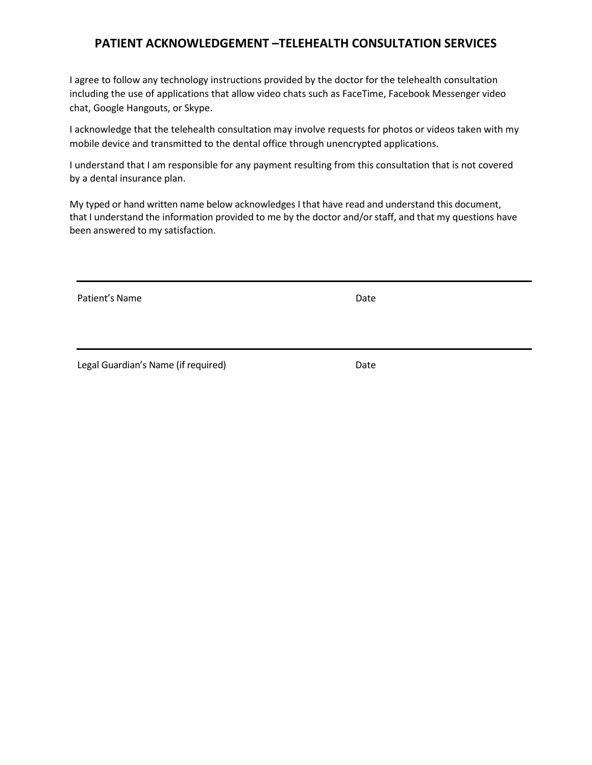# PATIENT ACKNOWLEDGEMENT –TELEHEALTH CONSULTATION SERVICES

I agree to follow any technology instructions provided by the doctor for the telehealth consultation including the use of applications that allow video chats such as FaceTime, Facebook Messenger video chat, Google Hangouts, or Skype.

I acknowledge that the telehealth consultation may involve requests for photos or videos taken with my mobile device and transmitted to the dental office through unencrypted applications.

I understand that I am responsible for any payment resulting from this consultation that is not covered by a dental insurance plan.

My typed or hand written name below acknowledges I that have read and understand this document, that I understand the information provided to me by the doctor and/or staff, and that my questions have been answered to my satisfaction.

---

Patient's Name Date

---

Legal Guardian's Name (if required) Date